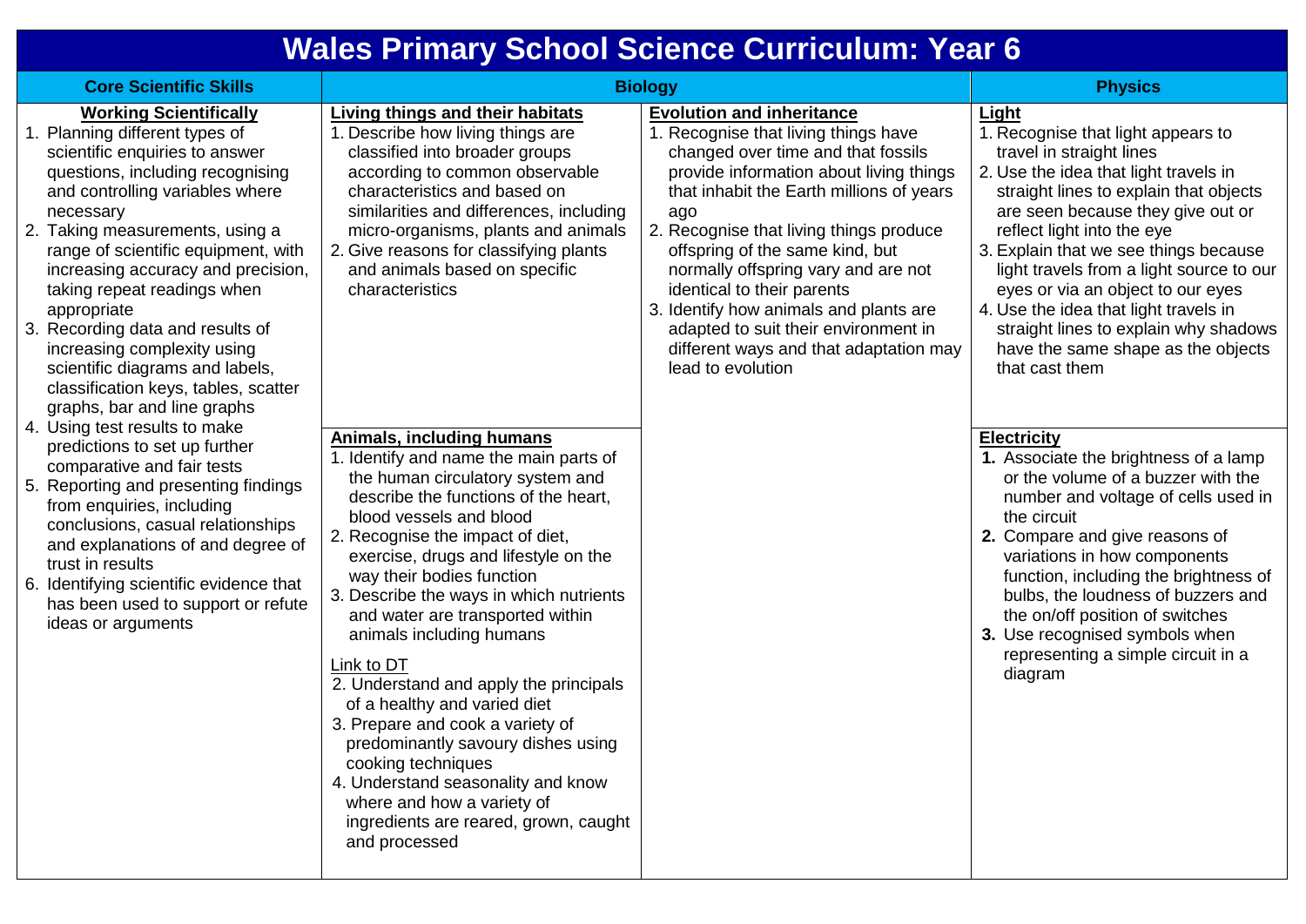# Wales Primary School Science Curriculum: Year 6

## Core Scientific Skills

### Working Scientifically

1. Planning different types of scientific enquiries to answer questions, including recognising and controlling variables where necessary
2. Taking measurements, using a range of scientific equipment, with increasing accuracy and precision, taking repeat readings when appropriate
3. Recording data and results of increasing complexity using scientific diagrams and labels, classification keys, tables, scatter graphs, bar and line graphs
4. Using test results to make predictions to set up further comparative and fair tests
5. Reporting and presenting findings from enquiries, including conclusions, casual relationships and explanations of and degree of trust in results
6. Identifying scientific evidence that has been used to support or refute ideas or arguments

## Biology

### Living things and their habitats

1. Describe how living things are classified into broader groups according to common observable characteristics and based on similarities and differences, including micro-organisms, plants and animals
2. Give reasons for classifying plants and animals based on specific characteristics

### Animals, including humans

1. Identify and name the main parts of the human circulatory system and describe the functions of the heart, blood vessels and blood
2. Recognise the impact of diet, exercise, drugs and lifestyle on the way their bodies function
3. Describe the ways in which nutrients and water are transported within animals including humans

Link to DT

2. Understand and apply the principals of a healthy and varied diet
3. Prepare and cook a variety of predominantly savoury dishes using cooking techniques
4. Understand seasonality and know where and how a variety of ingredients are reared, grown, caught and processed

### Evolution and inheritance

1. Recognise that living things have changed over time and that fossils provide information about living things that inhabit the Earth millions of years ago
2. Recognise that living things produce offspring of the same kind, but normally offspring vary and are not identical to their parents
3. Identify how animals and plants are adapted to suit their environment in different ways and that adaptation may lead to evolution

## Physics

### Light

1. Recognise that light appears to travel in straight lines
2. Use the idea that light travels in straight lines to explain that objects are seen because they give out or reflect light into the eye
3. Explain that we see things because light travels from a light source to our eyes or via an object to our eyes
4. Use the idea that light travels in straight lines to explain why shadows have the same shape as the objects that cast them

### Electricity

1. Associate the brightness of a lamp or the volume of a buzzer with the number and voltage of cells used in the circuit
2. Compare and give reasons of variations in how components function, including the brightness of bulbs, the loudness of buzzers and the on/off position of switches
3. Use recognised symbols when representing a simple circuit in a diagram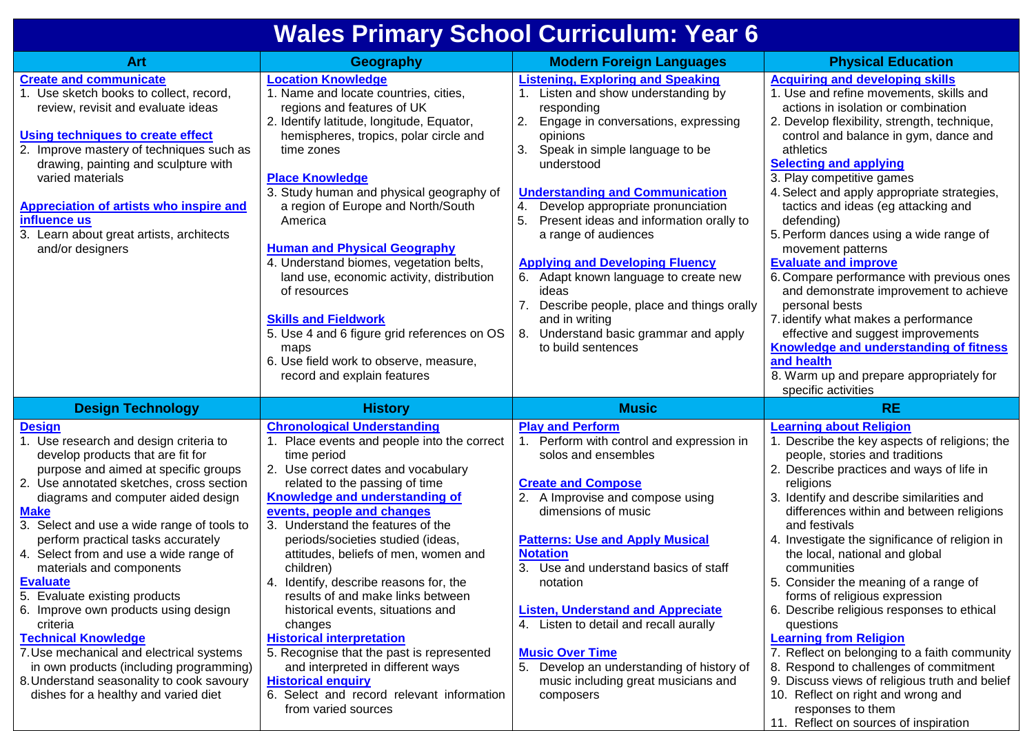# Wales Primary School Curriculum: Year 6

| Art | Geography | Modern Foreign Languages | Physical Education |
|---|---|---|---|
| **Create and communicate**<br>1. Use sketch books to collect, record, review, revisit and evaluate ideas<br><br>**Using techniques to create effect**<br>2. Improve mastery of techniques such as drawing, painting and sculpture with varied materials<br><br>**Appreciation of artists who inspire and influence us**<br>3. Learn about great artists, architects and/or designers | **Location Knowledge**<br>1. Name and locate countries, cities, regions and features of UK<br>2. Identify latitude, longitude, Equator, hemispheres, tropics, polar circle and time zones<br><br>**Place Knowledge**<br>3. Study human and physical geography of a region of Europe and North/South America<br><br>**Human and Physical Geography**<br>4. Understand biomes, vegetation belts, land use, economic activity, distribution of resources<br><br>**Skills and Fieldwork**<br>5. Use 4 and 6 figure grid references on OS maps<br>6. Use field work to observe, measure, record and explain features | **Listening, Exploring and Speaking**<br>1. Listen and show understanding by responding<br>2. Engage in conversations, expressing opinions<br>3. Speak in simple language to be understood<br><br>**Understanding and Communication**<br>4. Develop appropriate pronunciation<br>5. Present ideas and information orally to a range of audiences<br><br>**Applying and Developing Fluency**<br>6. Adapt known language to create new ideas<br>7. Describe people, place and things orally and in writing<br>8. Understand basic grammar and apply to build sentences | **Acquiring and developing skills**<br>1. Use and refine movements, skills and actions in isolation or combination<br>2. Develop flexibility, strength, technique, control and balance in gym, dance and athletics<br>**Selecting and applying**<br>3. Play competitive games<br>4. Select and apply appropriate strategies, tactics and ideas (eg attacking and defending)<br>5. Perform dances using a wide range of movement patterns<br>**Evaluate and improve**<br>6. Compare performance with previous ones and demonstrate improvement to achieve personal bests<br>7. identify what makes a performance effective and suggest improvements<br>**Knowledge and understanding of fitness and health**<br>8. Warm up and prepare appropriately for specific activities |
| **Design Technology** | **History** | **Music** | **RE** |
| **Design**<br>1. Use research and design criteria to develop products that are fit for purpose and aimed at specific groups<br>2. Use annotated sketches, cross section diagrams and computer aided design<br>**Make**<br>3. Select and use a wide range of tools to perform practical tasks accurately<br>4. Select from and use a wide range of materials and components<br>**Evaluate**<br>5. Evaluate existing products<br>6. Improve own products using design criteria<br>**Technical Knowledge**<br>7. Use mechanical and electrical systems in own products (including programming)<br>8. Understand seasonality to cook savoury dishes for a healthy and varied diet | **Chronological Understanding**<br>1. Place events and people into the correct time period<br>2. Use correct dates and vocabulary related to the passing of time<br>**Knowledge and understanding of events, people and changes**<br>3. Understand the features of the periods/societies studied (ideas, attitudes, beliefs of men, women and children)<br>4. Identify, describe reasons for, the results of and make links between historical events, situations and changes<br>**Historical interpretation**<br>5. Recognise that the past is represented and interpreted in different ways<br>**Historical enquiry**<br>6. Select and record relevant information from varied sources | **Play and Perform**<br>1. Perform with control and expression in solos and ensembles<br><br>**Create and Compose**<br>2. A Improvise and compose using dimensions of music<br><br>**Patterns: Use and Apply Musical Notation**<br>3. Use and understand basics of staff notation<br><br>**Listen, Understand and Appreciate**<br>4. Listen to detail and recall aurally<br><br>**Music Over Time**<br>5. Develop an understanding of history of music including great musicians and composers | **Learning about Religion**<br>1. Describe the key aspects of religions; the people, stories and traditions<br>2. Describe practices and ways of life in religions<br>3. Identify and describe similarities and differences within and between religions and festivals<br>4. Investigate the significance of religion in the local, national and global communities<br>5. Consider the meaning of a range of forms of religious expression<br>6. Describe religious responses to ethical questions<br>**Learning from Religion**<br>7. Reflect on belonging to a faith community<br>8. Respond to challenges of commitment<br>9. Discuss views of religious truth and belief<br>10. Reflect on right and wrong and responses to them<br>11. Reflect on sources of inspiration |